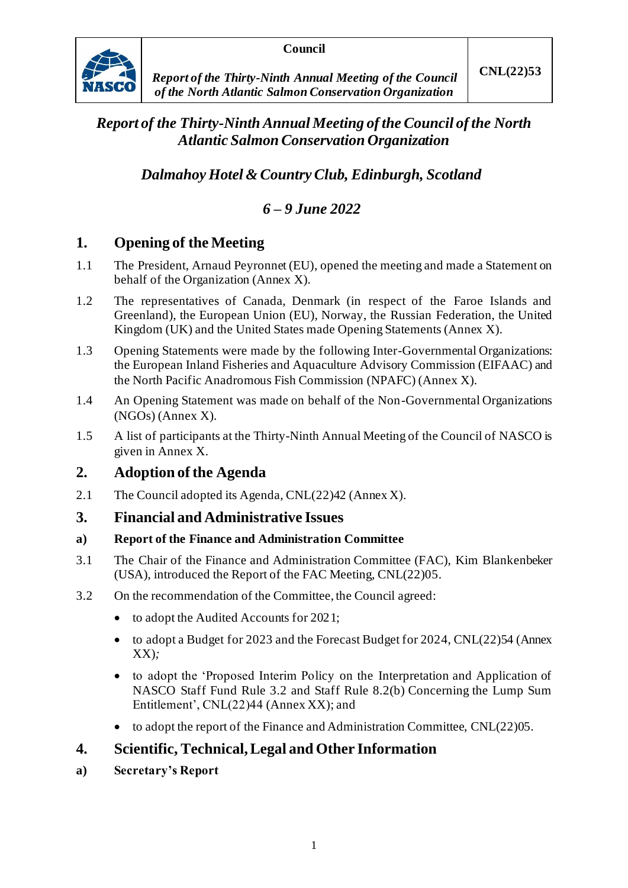| Council | CNL(22)53 |
|---|---|
| *Report of the Thirty-Ninth Annual Meeting of the Council of the North Atlantic Salmon Conservation Organization* | |

# *Report of the Thirty-Ninth Annual Meeting of the Council of the North Atlantic Salmon Conservation Organization*

## *Dalmahoy Hotel & Country Club, Edinburgh, Scotland*

## *6 – 9 June 2022*

## 1. Opening of the Meeting

1.1 The President, Arnaud Peyronnet (EU), opened the meeting and made a Statement on behalf of the Organization (Annex X).

1.2 The representatives of Canada, Denmark (in respect of the Faroe Islands and Greenland), the European Union (EU), Norway, the Russian Federation, the United Kingdom (UK) and the United States made Opening Statements (Annex X).

1.3 Opening Statements were made by the following Inter-Governmental Organizations: the European Inland Fisheries and Aquaculture Advisory Commission (EIFAAC) and the North Pacific Anadromous Fish Commission (NPAFC) (Annex X).

1.4 An Opening Statement was made on behalf of the Non-Governmental Organizations (NGOs) (Annex X).

1.5 A list of participants at the Thirty-Ninth Annual Meeting of the Council of NASCO is given in Annex X.

## 2. Adoption of the Agenda

2.1 The Council adopted its Agenda, CNL(22)42 (Annex X).

## 3. Financial and Administrative Issues

### a) Report of the Finance and Administration Committee

3.1 The Chair of the Finance and Administration Committee (FAC), Kim Blankenbeker (USA), introduced the Report of the FAC Meeting, CNL(22)05.

3.2 On the recommendation of the Committee, the Council agreed:

- to adopt the Audited Accounts for 2021;
- to adopt a Budget for 2023 and the Forecast Budget for 2024, CNL(22)54 (Annex XX)*;*
- to adopt the 'Proposed Interim Policy on the Interpretation and Application of NASCO Staff Fund Rule 3.2 and Staff Rule 8.2(b) Concerning the Lump Sum Entitlement', CNL(22)44 (Annex XX); and
- to adopt the report of the Finance and Administration Committee, CNL(22)05.

## 4. Scientific, Technical, Legal and Other Information

### a) Secretary's Report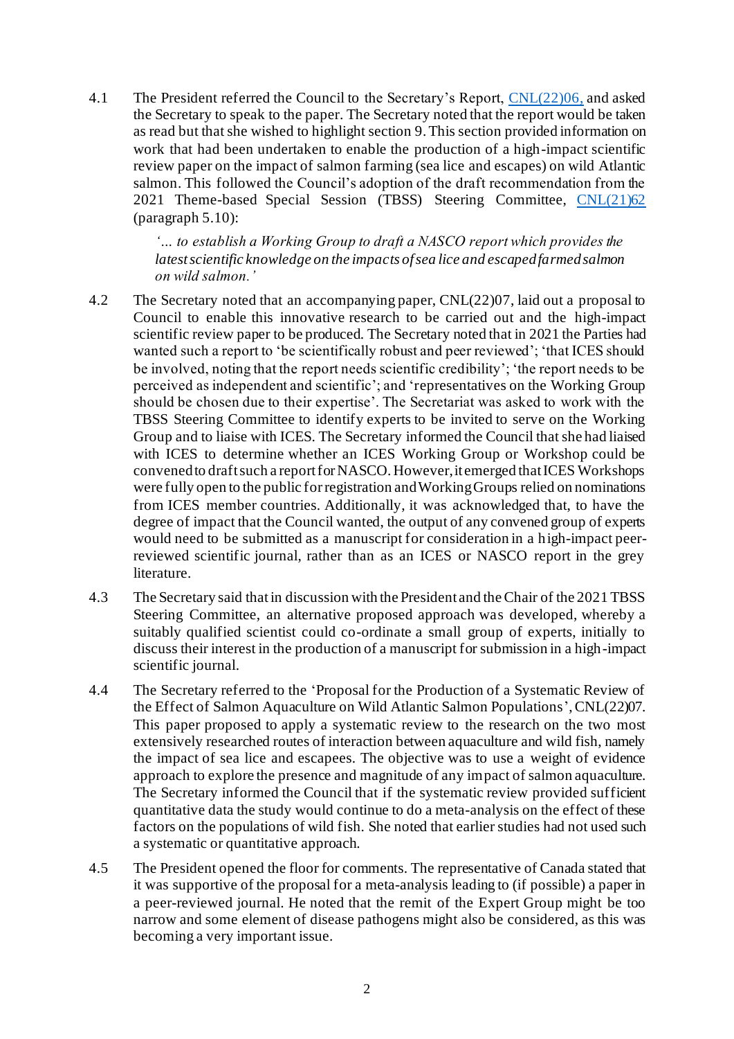4.1 The President referred the Council to the Secretary's Report, [CNL(22)06,](#) and asked the Secretary to speak to the paper. The Secretary noted that the report would be taken as read but that she wished to highlight section 9. This section provided information on work that had been undertaken to enable the production of a high-impact scientific review paper on the impact of salmon farming (sea lice and escapes) on wild Atlantic salmon. This followed the Council's adoption of the draft recommendation from the 2021 Theme-based Special Session (TBSS) Steering Committee, [CNL(21)62](#) (paragraph 5.10):

> *'… to establish a Working Group to draft a NASCO report which provides the latest scientific knowledge on the impacts of sea lice and escaped farmed salmon on wild salmon.'*

4.2 The Secretary noted that an accompanying paper, CNL(22)07, laid out a proposal to Council to enable this innovative research to be carried out and the high-impact scientific review paper to be produced. The Secretary noted that in 2021 the Parties had wanted such a report to 'be scientifically robust and peer reviewed'; 'that ICES should be involved, noting that the report needs scientific credibility'; 'the report needs to be perceived as independent and scientific'; and 'representatives on the Working Group should be chosen due to their expertise'. The Secretariat was asked to work with the TBSS Steering Committee to identify experts to be invited to serve on the Working Group and to liaise with ICES. The Secretary informed the Council that she had liaised with ICES to determine whether an ICES Working Group or Workshop could be convened to draft such a report for NASCO. However, it emerged that ICES Workshops were fully open to the public for registration and Working Groups relied on nominations from ICES member countries. Additionally, it was acknowledged that, to have the degree of impact that the Council wanted, the output of any convened group of experts would need to be submitted as a manuscript for consideration in a high-impact peer-reviewed scientific journal, rather than as an ICES or NASCO report in the grey literature.

4.3 The Secretary said that in discussion with the President and the Chair of the 2021 TBSS Steering Committee, an alternative proposed approach was developed, whereby a suitably qualified scientist could co-ordinate a small group of experts, initially to discuss their interest in the production of a manuscript for submission in a high-impact scientific journal.

4.4 The Secretary referred to the 'Proposal for the Production of a Systematic Review of the Effect of Salmon Aquaculture on Wild Atlantic Salmon Populations', CNL(22)07. This paper proposed to apply a systematic review to the research on the two most extensively researched routes of interaction between aquaculture and wild fish, namely the impact of sea lice and escapees. The objective was to use a weight of evidence approach to explore the presence and magnitude of any impact of salmon aquaculture. The Secretary informed the Council that if the systematic review provided sufficient quantitative data the study would continue to do a meta-analysis on the effect of these factors on the populations of wild fish. She noted that earlier studies had not used such a systematic or quantitative approach.

4.5 The President opened the floor for comments. The representative of Canada stated that it was supportive of the proposal for a meta-analysis leading to (if possible) a paper in a peer-reviewed journal. He noted that the remit of the Expert Group might be too narrow and some element of disease pathogens might also be considered, as this was becoming a very important issue.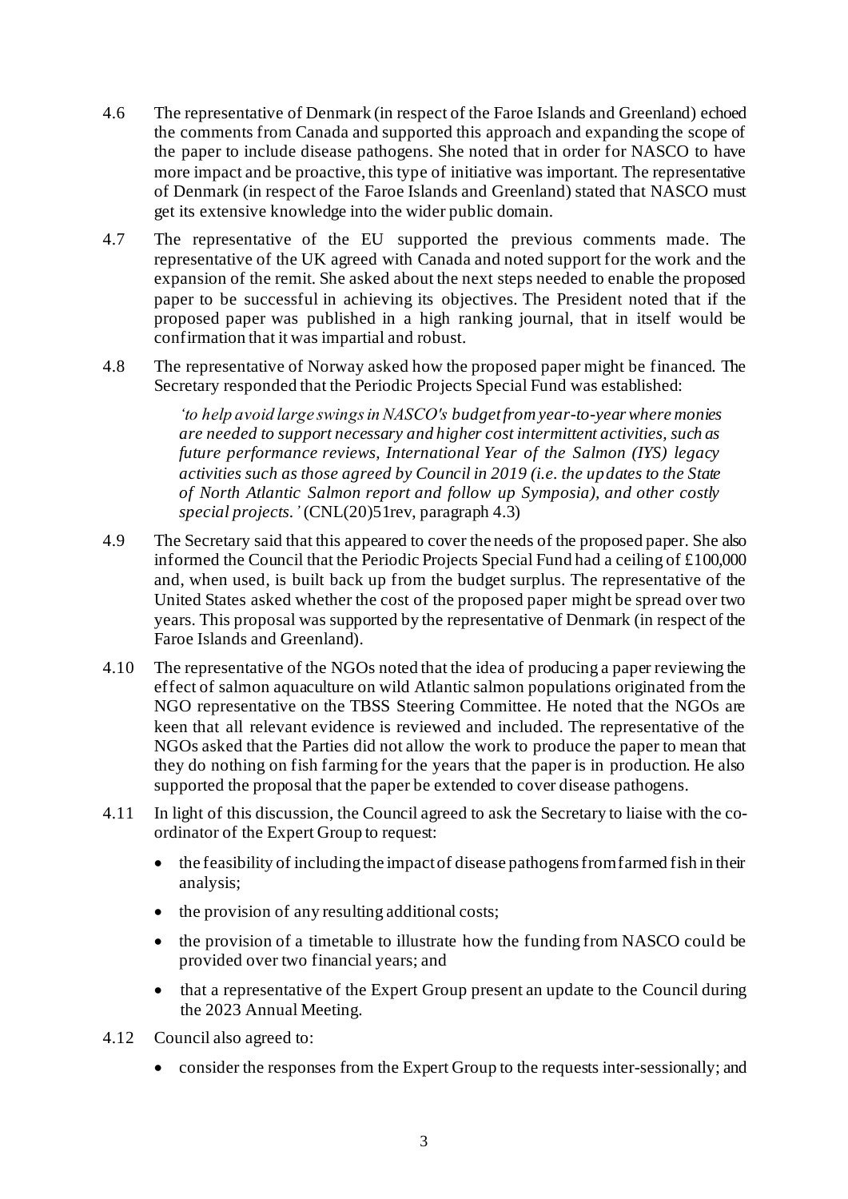4.6 The representative of Denmark (in respect of the Faroe Islands and Greenland) echoed the comments from Canada and supported this approach and expanding the scope of the paper to include disease pathogens. She noted that in order for NASCO to have more impact and be proactive, this type of initiative was important. The representative of Denmark (in respect of the Faroe Islands and Greenland) stated that NASCO must get its extensive knowledge into the wider public domain.

4.7 The representative of the EU supported the previous comments made. The representative of the UK agreed with Canada and noted support for the work and the expansion of the remit. She asked about the next steps needed to enable the proposed paper to be successful in achieving its objectives. The President noted that if the proposed paper was published in a high ranking journal, that in itself would be confirmation that it was impartial and robust.

4.8 The representative of Norway asked how the proposed paper might be financed. The Secretary responded that the Periodic Projects Special Fund was established:

> *'to help avoid large swings in NASCO's budget from year-to-year where monies are needed to support necessary and higher cost intermittent activities, such as future performance reviews, International Year of the Salmon (IYS) legacy activities such as those agreed by Council in 2019 (i.e. the updates to the State of North Atlantic Salmon report and follow up Symposia), and other costly special projects.'* (CNL(20)51rev, paragraph 4.3)

4.9 The Secretary said that this appeared to cover the needs of the proposed paper. She also informed the Council that the Periodic Projects Special Fund had a ceiling of £100,000 and, when used, is built back up from the budget surplus. The representative of the United States asked whether the cost of the proposed paper might be spread over two years. This proposal was supported by the representative of Denmark (in respect of the Faroe Islands and Greenland).

4.10 The representative of the NGOs noted that the idea of producing a paper reviewing the effect of salmon aquaculture on wild Atlantic salmon populations originated from the NGO representative on the TBSS Steering Committee. He noted that the NGOs are keen that all relevant evidence is reviewed and included. The representative of the NGOs asked that the Parties did not allow the work to produce the paper to mean that they do nothing on fish farming for the years that the paper is in production. He also supported the proposal that the paper be extended to cover disease pathogens.

4.11 In light of this discussion, the Council agreed to ask the Secretary to liaise with the co-ordinator of the Expert Group to request:

- the feasibility of including the impact of disease pathogens from farmed fish in their analysis;
- the provision of any resulting additional costs;
- the provision of a timetable to illustrate how the funding from NASCO could be provided over two financial years; and
- that a representative of the Expert Group present an update to the Council during the 2023 Annual Meeting.

4.12 Council also agreed to:

- consider the responses from the Expert Group to the requests inter-sessionally; and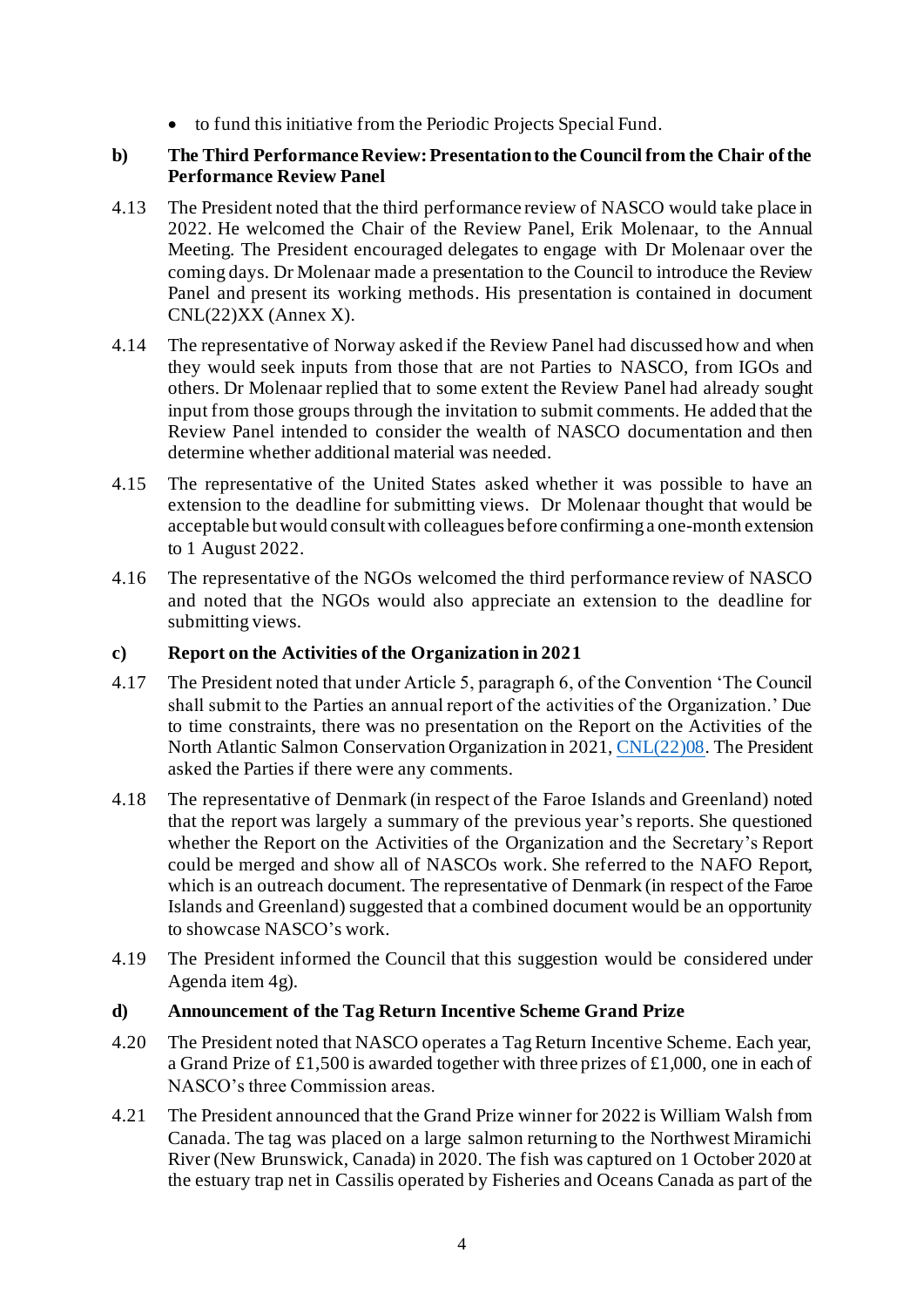- to fund this initiative from the Periodic Projects Special Fund.

### b) The Third Performance Review: Presentation to the Council from the Chair of the Performance Review Panel

4.13 The President noted that the third performance review of NASCO would take place in 2022. He welcomed the Chair of the Review Panel, Erik Molenaar, to the Annual Meeting. The President encouraged delegates to engage with Dr Molenaar over the coming days. Dr Molenaar made a presentation to the Council to introduce the Review Panel and present its working methods. His presentation is contained in document CNL(22)XX (Annex X).

4.14 The representative of Norway asked if the Review Panel had discussed how and when they would seek inputs from those that are not Parties to NASCO, from IGOs and others. Dr Molenaar replied that to some extent the Review Panel had already sought input from those groups through the invitation to submit comments. He added that the Review Panel intended to consider the wealth of NASCO documentation and then determine whether additional material was needed.

4.15 The representative of the United States asked whether it was possible to have an extension to the deadline for submitting views. Dr Molenaar thought that would be acceptable but would consult with colleagues before confirming a one-month extension to 1 August 2022.

4.16 The representative of the NGOs welcomed the third performance review of NASCO and noted that the NGOs would also appreciate an extension to the deadline for submitting views.

### c) Report on the Activities of the Organization in 2021

4.17 The President noted that under Article 5, paragraph 6, of the Convention 'The Council shall submit to the Parties an annual report of the activities of the Organization.' Due to time constraints, there was no presentation on the Report on the Activities of the North Atlantic Salmon Conservation Organization in 2021, CNL(22)08. The President asked the Parties if there were any comments.

4.18 The representative of Denmark (in respect of the Faroe Islands and Greenland) noted that the report was largely a summary of the previous year's reports. She questioned whether the Report on the Activities of the Organization and the Secretary's Report could be merged and show all of NASCOs work. She referred to the NAFO Report, which is an outreach document. The representative of Denmark (in respect of the Faroe Islands and Greenland) suggested that a combined document would be an opportunity to showcase NASCO's work.

4.19 The President informed the Council that this suggestion would be considered under Agenda item 4g).

### d) Announcement of the Tag Return Incentive Scheme Grand Prize

4.20 The President noted that NASCO operates a Tag Return Incentive Scheme. Each year, a Grand Prize of £1,500 is awarded together with three prizes of £1,000, one in each of NASCO's three Commission areas.

4.21 The President announced that the Grand Prize winner for 2022 is William Walsh from Canada. The tag was placed on a large salmon returning to the Northwest Miramichi River (New Brunswick, Canada) in 2020. The fish was captured on 1 October 2020 at the estuary trap net in Cassilis operated by Fisheries and Oceans Canada as part of the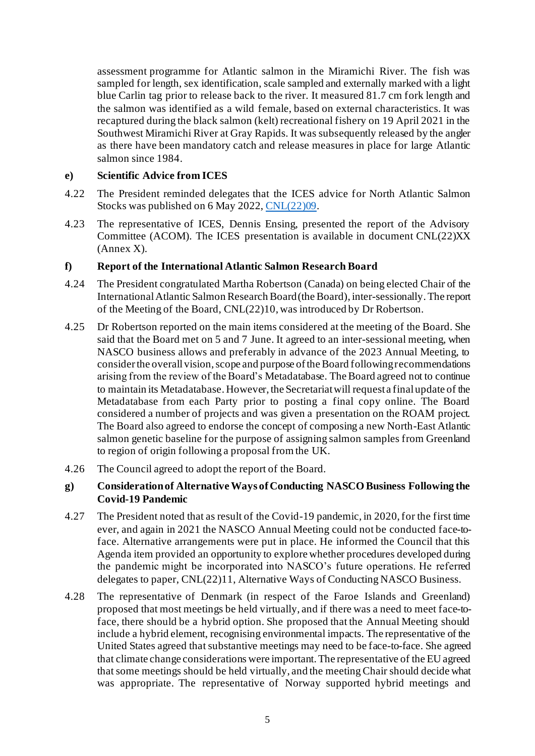assessment programme for Atlantic salmon in the Miramichi River. The fish was sampled for length, sex identification, scale sampled and externally marked with a light blue Carlin tag prior to release back to the river. It measured 81.7 cm fork length and the salmon was identified as a wild female, based on external characteristics. It was recaptured during the black salmon (kelt) recreational fishery on 19 April 2021 in the Southwest Miramichi River at Gray Rapids. It was subsequently released by the angler as there have been mandatory catch and release measures in place for large Atlantic salmon since 1984.

**e) Scientific Advice from ICES**

4.22 The President reminded delegates that the ICES advice for North Atlantic Salmon Stocks was published on 6 May 2022, CNL(22)09.

4.23 The representative of ICES, Dennis Ensing, presented the report of the Advisory Committee (ACOM). The ICES presentation is available in document CNL(22)XX (Annex X).

**f) Report of the International Atlantic Salmon Research Board**

4.24 The President congratulated Martha Robertson (Canada) on being elected Chair of the International Atlantic Salmon Research Board (the Board), inter-sessionally. The report of the Meeting of the Board, CNL(22)10, was introduced by Dr Robertson.

4.25 Dr Robertson reported on the main items considered at the meeting of the Board. She said that the Board met on 5 and 7 June. It agreed to an inter-sessional meeting, when NASCO business allows and preferably in advance of the 2023 Annual Meeting, to consider the overall vision, scope and purpose of the Board following recommendations arising from the review of the Board's Metadatabase. The Board agreed not to continue to maintain its Metadatabase. However, the Secretariat will request a final update of the Metadatabase from each Party prior to posting a final copy online. The Board considered a number of projects and was given a presentation on the ROAM project. The Board also agreed to endorse the concept of composing a new North-East Atlantic salmon genetic baseline for the purpose of assigning salmon samples from Greenland to region of origin following a proposal from the UK.

4.26 The Council agreed to adopt the report of the Board.

**g) Consideration of Alternative Ways of Conducting NASCO Business Following the Covid-19 Pandemic**

4.27 The President noted that as result of the Covid-19 pandemic, in 2020, for the first time ever, and again in 2021 the NASCO Annual Meeting could not be conducted face-to-face. Alternative arrangements were put in place. He informed the Council that this Agenda item provided an opportunity to explore whether procedures developed during the pandemic might be incorporated into NASCO's future operations. He referred delegates to paper, CNL(22)11, Alternative Ways of Conducting NASCO Business.

4.28 The representative of Denmark (in respect of the Faroe Islands and Greenland) proposed that most meetings be held virtually, and if there was a need to meet face-to-face, there should be a hybrid option. She proposed that the Annual Meeting should include a hybrid element, recognising environmental impacts. The representative of the United States agreed that substantive meetings may need to be face-to-face. She agreed that climate change considerations were important. The representative of the EU agreed that some meetings should be held virtually, and the meeting Chair should decide what was appropriate. The representative of Norway supported hybrid meetings and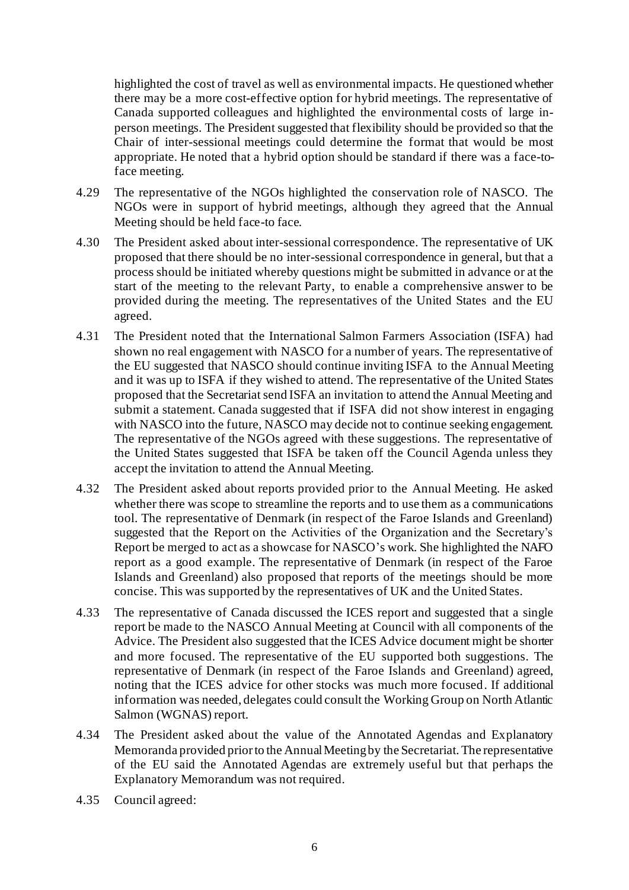highlighted the cost of travel as well as environmental impacts. He questioned whether there may be a more cost-effective option for hybrid meetings. The representative of Canada supported colleagues and highlighted the environmental costs of large in-person meetings. The President suggested that flexibility should be provided so that the Chair of inter-sessional meetings could determine the format that would be most appropriate. He noted that a hybrid option should be standard if there was a face-to-face meeting.

4.29 The representative of the NGOs highlighted the conservation role of NASCO. The NGOs were in support of hybrid meetings, although they agreed that the Annual Meeting should be held face-to face.

4.30 The President asked about inter-sessional correspondence. The representative of UK proposed that there should be no inter-sessional correspondence in general, but that a process should be initiated whereby questions might be submitted in advance or at the start of the meeting to the relevant Party, to enable a comprehensive answer to be provided during the meeting. The representatives of the United States and the EU agreed.

4.31 The President noted that the International Salmon Farmers Association (ISFA) had shown no real engagement with NASCO for a number of years. The representative of the EU suggested that NASCO should continue inviting ISFA to the Annual Meeting and it was up to ISFA if they wished to attend. The representative of the United States proposed that the Secretariat send ISFA an invitation to attend the Annual Meeting and submit a statement. Canada suggested that if ISFA did not show interest in engaging with NASCO into the future, NASCO may decide not to continue seeking engagement. The representative of the NGOs agreed with these suggestions. The representative of the United States suggested that ISFA be taken off the Council Agenda unless they accept the invitation to attend the Annual Meeting.

4.32 The President asked about reports provided prior to the Annual Meeting. He asked whether there was scope to streamline the reports and to use them as a communications tool. The representative of Denmark (in respect of the Faroe Islands and Greenland) suggested that the Report on the Activities of the Organization and the Secretary's Report be merged to act as a showcase for NASCO's work. She highlighted the NAFO report as a good example. The representative of Denmark (in respect of the Faroe Islands and Greenland) also proposed that reports of the meetings should be more concise. This was supported by the representatives of UK and the United States.

4.33 The representative of Canada discussed the ICES report and suggested that a single report be made to the NASCO Annual Meeting at Council with all components of the Advice. The President also suggested that the ICES Advice document might be shorter and more focused. The representative of the EU supported both suggestions. The representative of Denmark (in respect of the Faroe Islands and Greenland) agreed, noting that the ICES advice for other stocks was much more focused. If additional information was needed, delegates could consult the Working Group on North Atlantic Salmon (WGNAS) report.

4.34 The President asked about the value of the Annotated Agendas and Explanatory Memoranda provided prior to the Annual Meeting by the Secretariat. The representative of the EU said the Annotated Agendas are extremely useful but that perhaps the Explanatory Memorandum was not required.

4.35 Council agreed: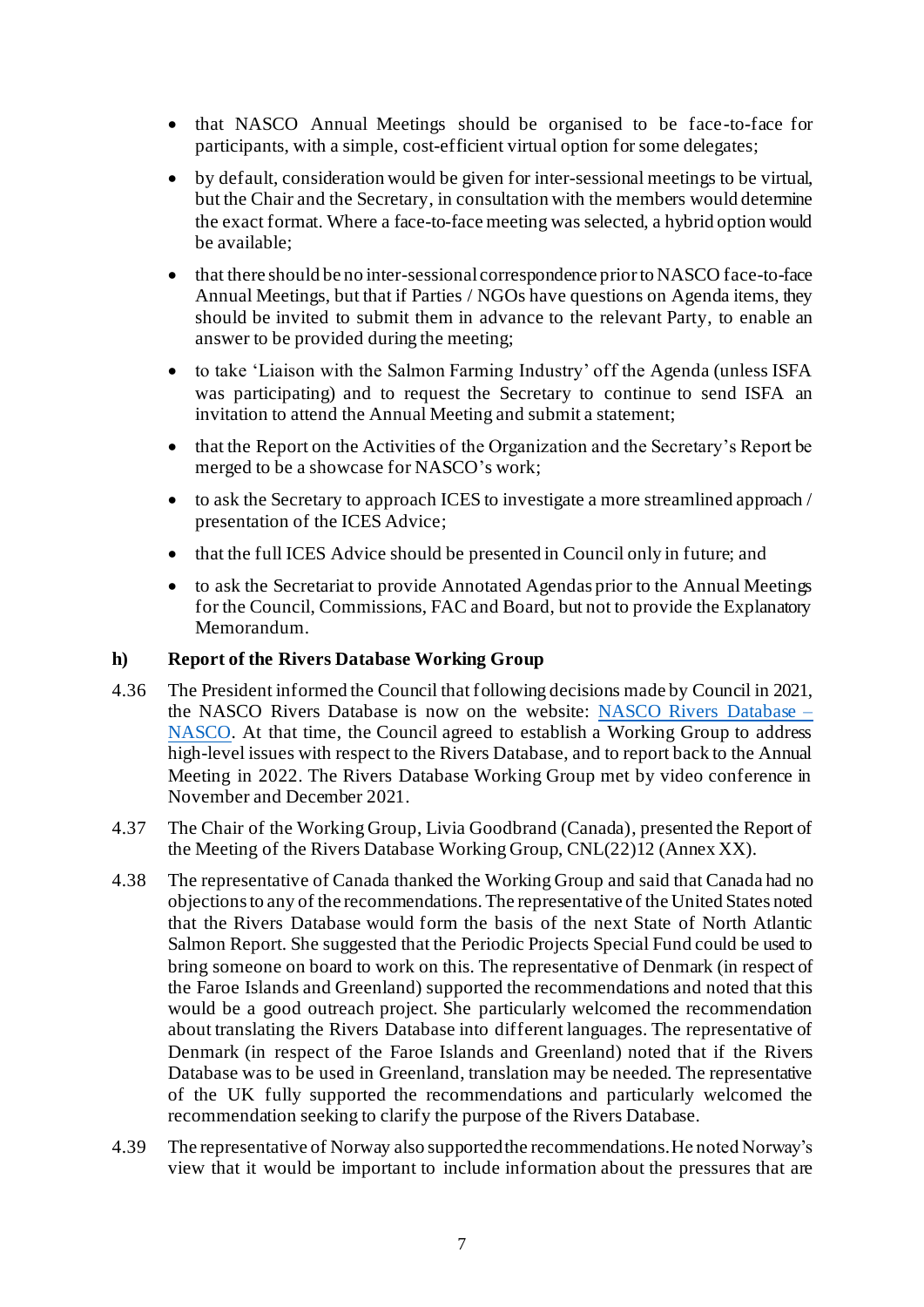- that NASCO Annual Meetings should be organised to be face-to-face for participants, with a simple, cost-efficient virtual option for some delegates;
- by default, consideration would be given for inter-sessional meetings to be virtual, but the Chair and the Secretary, in consultation with the members would determine the exact format. Where a face-to-face meeting was selected, a hybrid option would be available;
- that there should be no inter-sessional correspondence prior to NASCO face-to-face Annual Meetings, but that if Parties / NGOs have questions on Agenda items, they should be invited to submit them in advance to the relevant Party, to enable an answer to be provided during the meeting;
- to take 'Liaison with the Salmon Farming Industry' off the Agenda (unless ISFA was participating) and to request the Secretary to continue to send ISFA an invitation to attend the Annual Meeting and submit a statement;
- that the Report on the Activities of the Organization and the Secretary's Report be merged to be a showcase for NASCO's work;
- to ask the Secretary to approach ICES to investigate a more streamlined approach / presentation of the ICES Advice;
- that the full ICES Advice should be presented in Council only in future; and
- to ask the Secretariat to provide Annotated Agendas prior to the Annual Meetings for the Council, Commissions, FAC and Board, but not to provide the Explanatory Memorandum.

### h) Report of the Rivers Database Working Group

4.36 The President informed the Council that following decisions made by Council in 2021, the NASCO Rivers Database is now on the website: [NASCO Rivers Database – NASCO](). At that time, the Council agreed to establish a Working Group to address high-level issues with respect to the Rivers Database, and to report back to the Annual Meeting in 2022. The Rivers Database Working Group met by video conference in November and December 2021.

4.37 The Chair of the Working Group, Livia Goodbrand (Canada), presented the Report of the Meeting of the Rivers Database Working Group, CNL(22)12 (Annex XX).

4.38 The representative of Canada thanked the Working Group and said that Canada had no objections to any of the recommendations. The representative of the United States noted that the Rivers Database would form the basis of the next State of North Atlantic Salmon Report. She suggested that the Periodic Projects Special Fund could be used to bring someone on board to work on this. The representative of Denmark (in respect of the Faroe Islands and Greenland) supported the recommendations and noted that this would be a good outreach project. She particularly welcomed the recommendation about translating the Rivers Database into different languages. The representative of Denmark (in respect of the Faroe Islands and Greenland) noted that if the Rivers Database was to be used in Greenland, translation may be needed. The representative of the UK fully supported the recommendations and particularly welcomed the recommendation seeking to clarify the purpose of the Rivers Database.

4.39 The representative of Norway also supported the recommendations. He noted Norway's view that it would be important to include information about the pressures that are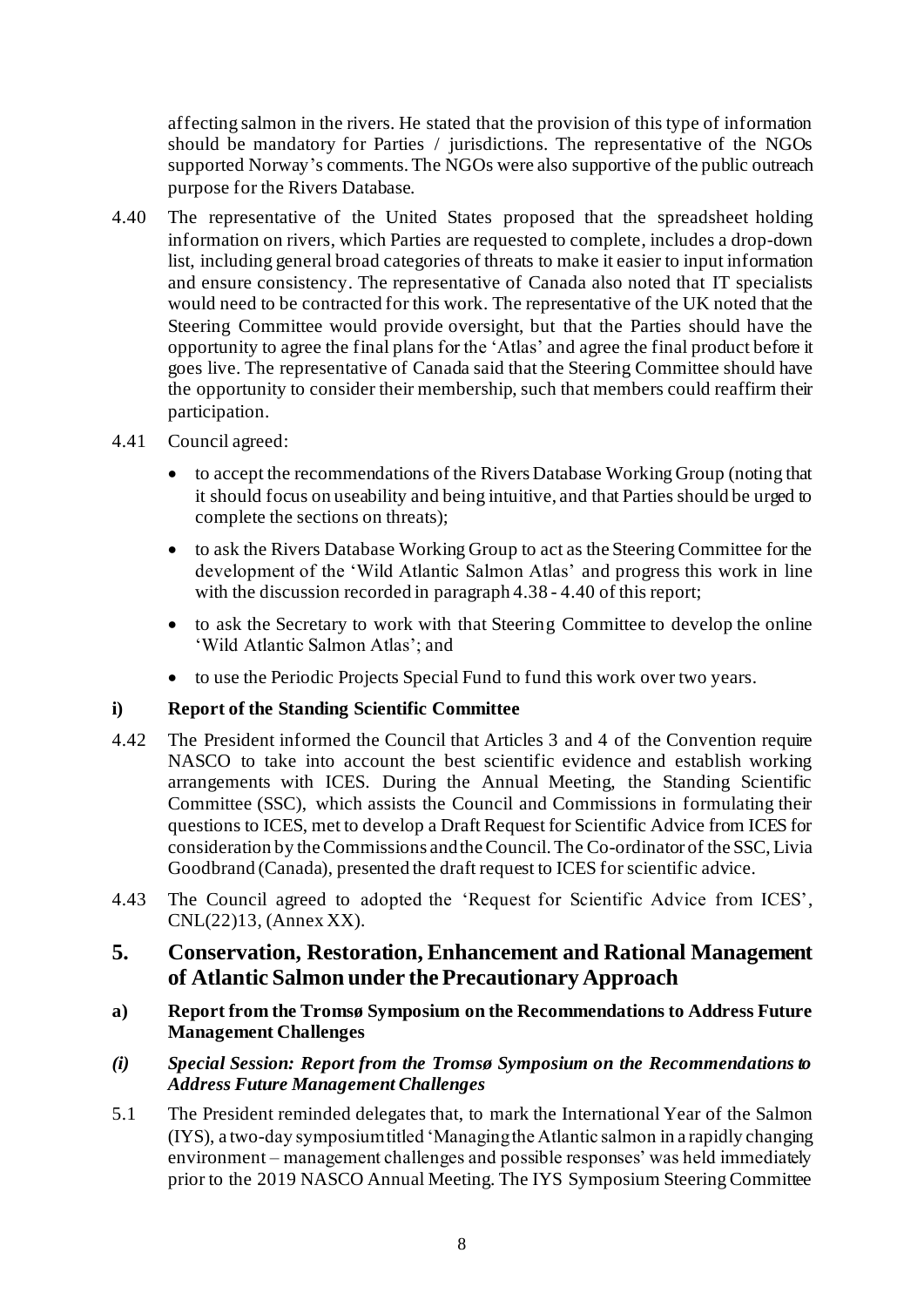affecting salmon in the rivers. He stated that the provision of this type of information should be mandatory for Parties / jurisdictions. The representative of the NGOs supported Norway's comments. The NGOs were also supportive of the public outreach purpose for the Rivers Database.

4.40 The representative of the United States proposed that the spreadsheet holding information on rivers, which Parties are requested to complete, includes a drop-down list, including general broad categories of threats to make it easier to input information and ensure consistency. The representative of Canada also noted that IT specialists would need to be contracted for this work. The representative of the UK noted that the Steering Committee would provide oversight, but that the Parties should have the opportunity to agree the final plans for the 'Atlas' and agree the final product before it goes live. The representative of Canada said that the Steering Committee should have the opportunity to consider their membership, such that members could reaffirm their participation.

4.41 Council agreed:

- to accept the recommendations of the Rivers Database Working Group (noting that it should focus on useability and being intuitive, and that Parties should be urged to complete the sections on threats);
- to ask the Rivers Database Working Group to act as the Steering Committee for the development of the 'Wild Atlantic Salmon Atlas' and progress this work in line with the discussion recorded in paragraph 4.38 - 4.40 of this report;
- to ask the Secretary to work with that Steering Committee to develop the online 'Wild Atlantic Salmon Atlas'; and
- to use the Periodic Projects Special Fund to fund this work over two years.

### i) Report of the Standing Scientific Committee

4.42 The President informed the Council that Articles 3 and 4 of the Convention require NASCO to take into account the best scientific evidence and establish working arrangements with ICES. During the Annual Meeting, the Standing Scientific Committee (SSC), which assists the Council and Commissions in formulating their questions to ICES, met to develop a Draft Request for Scientific Advice from ICES for consideration by the Commissions and the Council. The Co-ordinator of the SSC, Livia Goodbrand (Canada), presented the draft request to ICES for scientific advice.

4.43 The Council agreed to adopted the 'Request for Scientific Advice from ICES', CNL(22)13, (Annex XX).

## 5. Conservation, Restoration, Enhancement and Rational Management of Atlantic Salmon under the Precautionary Approach

### a) Report from the Tromsø Symposium on the Recommendations to Address Future Management Challenges

#### *(i) Special Session: Report from the Tromsø Symposium on the Recommendations to Address Future Management Challenges*

5.1 The President reminded delegates that, to mark the International Year of the Salmon (IYS), a two-day symposium titled 'Managing the Atlantic salmon in a rapidly changing environment – management challenges and possible responses' was held immediately prior to the 2019 NASCO Annual Meeting. The IYS Symposium Steering Committee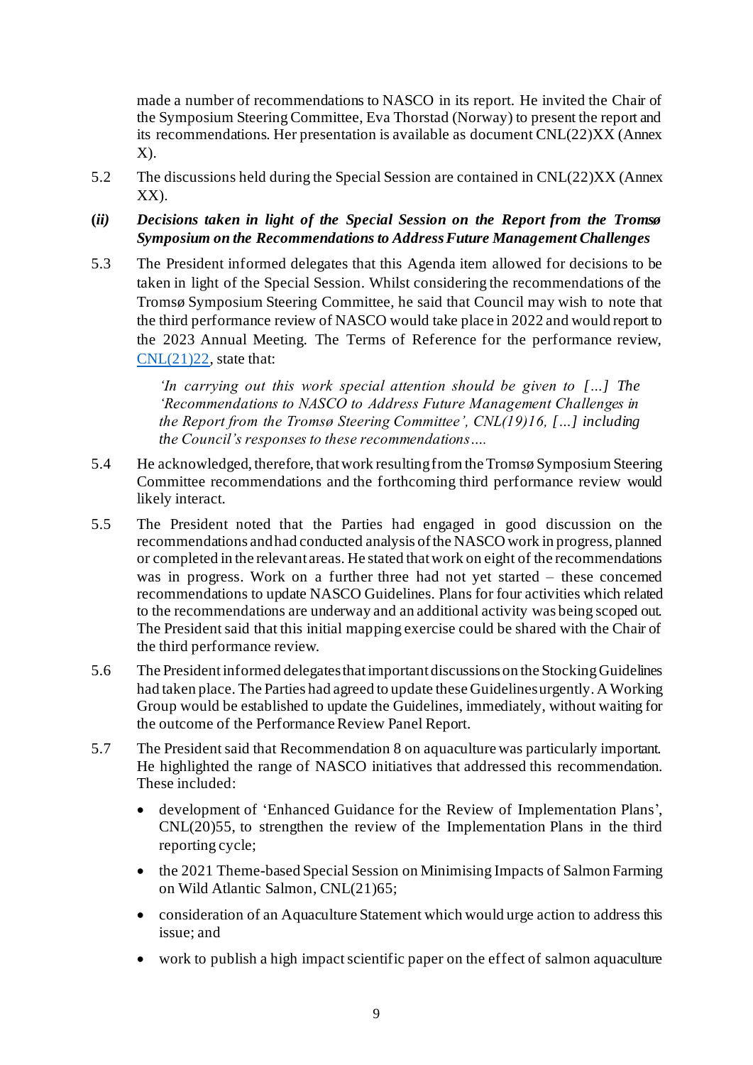made a number of recommendations to NASCO in its report. He invited the Chair of the Symposium Steering Committee, Eva Thorstad (Norway) to present the report and its recommendations. Her presentation is available as document CNL(22)XX (Annex X).

5.2 The discussions held during the Special Session are contained in CNL(22)XX (Annex XX).

***(ii) Decisions taken in light of the Special Session on the Report from the Tromsø Symposium on the Recommendations to Address Future Management Challenges***

5.3 The President informed delegates that this Agenda item allowed for decisions to be taken in light of the Special Session. Whilst considering the recommendations of the Tromsø Symposium Steering Committee, he said that Council may wish to note that the third performance review of NASCO would take place in 2022 and would report to the 2023 Annual Meeting. The Terms of Reference for the performance review, CNL(21)22, state that:

> *'In carrying out this work special attention should be given to […] The 'Recommendations to NASCO to Address Future Management Challenges in the Report from the Tromsø Steering Committee', CNL(19)16, […] including the Council's responses to these recommendations….*

5.4 He acknowledged, therefore, that work resulting from the Tromsø Symposium Steering Committee recommendations and the forthcoming third performance review would likely interact.

5.5 The President noted that the Parties had engaged in good discussion on the recommendations and had conducted analysis of the NASCO work in progress, planned or completed in the relevant areas. He stated that work on eight of the recommendations was in progress. Work on a further three had not yet started – these concerned recommendations to update NASCO Guidelines. Plans for four activities which related to the recommendations are underway and an additional activity was being scoped out. The President said that this initial mapping exercise could be shared with the Chair of the third performance review.

5.6 The President informed delegates that important discussions on the Stocking Guidelines had taken place. The Parties had agreed to update these Guidelines urgently. A Working Group would be established to update the Guidelines, immediately, without waiting for the outcome of the Performance Review Panel Report.

5.7 The President said that Recommendation 8 on aquaculture was particularly important. He highlighted the range of NASCO initiatives that addressed this recommendation. These included:

- development of 'Enhanced Guidance for the Review of Implementation Plans', CNL(20)55, to strengthen the review of the Implementation Plans in the third reporting cycle;
- the 2021 Theme-based Special Session on Minimising Impacts of Salmon Farming on Wild Atlantic Salmon, CNL(21)65;
- consideration of an Aquaculture Statement which would urge action to address this issue; and
- work to publish a high impact scientific paper on the effect of salmon aquaculture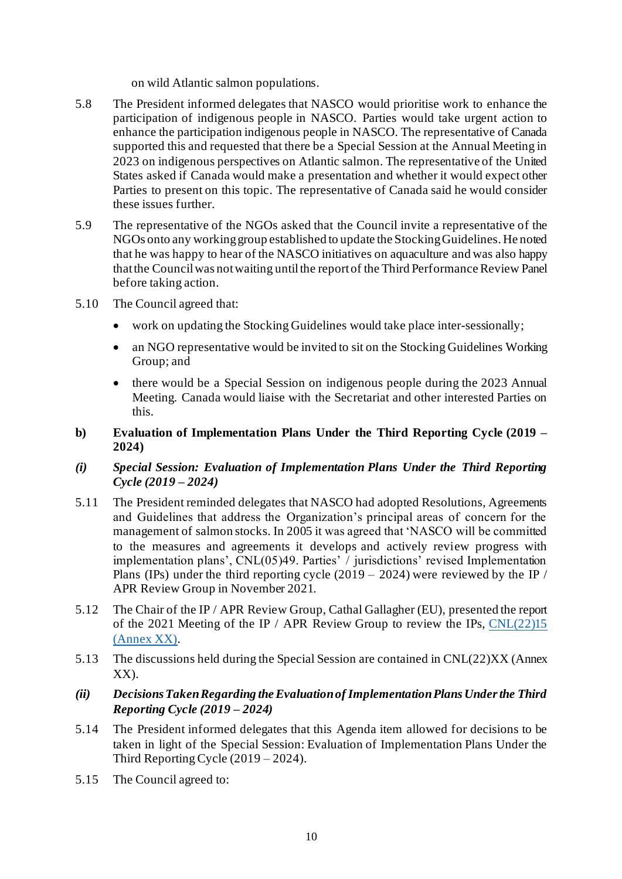on wild Atlantic salmon populations.

5.8 The President informed delegates that NASCO would prioritise work to enhance the participation of indigenous people in NASCO. Parties would take urgent action to enhance the participation indigenous people in NASCO. The representative of Canada supported this and requested that there be a Special Session at the Annual Meeting in 2023 on indigenous perspectives on Atlantic salmon. The representative of the United States asked if Canada would make a presentation and whether it would expect other Parties to present on this topic. The representative of Canada said he would consider these issues further.

5.9 The representative of the NGOs asked that the Council invite a representative of the NGOs onto any working group established to update the Stocking Guidelines. He noted that he was happy to hear of the NASCO initiatives on aquaculture and was also happy that the Council was not waiting until the report of the Third Performance Review Panel before taking action.

5.10 The Council agreed that:

- work on updating the Stocking Guidelines would take place inter-sessionally;
- an NGO representative would be invited to sit on the Stocking Guidelines Working Group; and
- there would be a Special Session on indigenous people during the 2023 Annual Meeting. Canada would liaise with the Secretariat and other interested Parties on this.

**b) Evaluation of Implementation Plans Under the Third Reporting Cycle (2019 – 2024)**

***(i) Special Session: Evaluation of Implementation Plans Under the Third Reporting Cycle (2019 – 2024)***

5.11 The President reminded delegates that NASCO had adopted Resolutions, Agreements and Guidelines that address the Organization's principal areas of concern for the management of salmon stocks. In 2005 it was agreed that 'NASCO will be committed to the measures and agreements it develops and actively review progress with implementation plans', CNL(05)49. Parties' / jurisdictions' revised Implementation Plans (IPs) under the third reporting cycle (2019 – 2024) were reviewed by the IP / APR Review Group in November 2021.

5.12 The Chair of the IP / APR Review Group, Cathal Gallagher (EU), presented the report of the 2021 Meeting of the IP / APR Review Group to review the IPs, CNL(22)15 (Annex XX).

5.13 The discussions held during the Special Session are contained in CNL(22)XX (Annex XX).

***(ii) Decisions Taken Regarding the Evaluation of Implementation Plans Under the Third Reporting Cycle (2019 – 2024)***

5.14 The President informed delegates that this Agenda item allowed for decisions to be taken in light of the Special Session: Evaluation of Implementation Plans Under the Third Reporting Cycle (2019 – 2024).

5.15 The Council agreed to: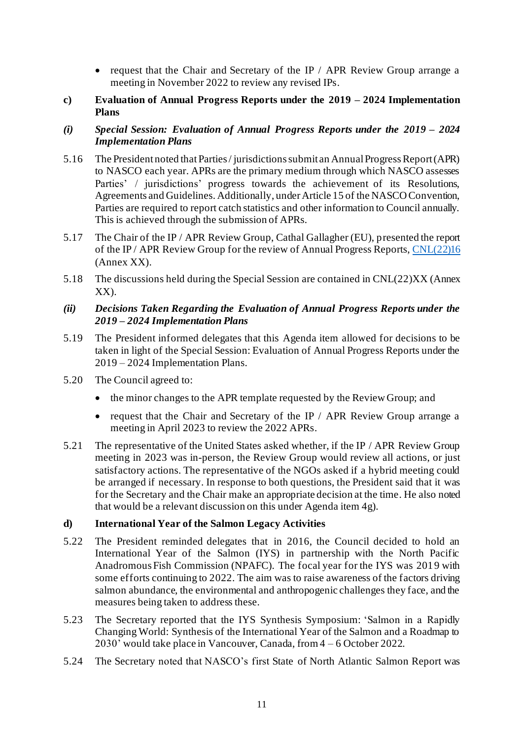- request that the Chair and Secretary of the IP / APR Review Group arrange a meeting in November 2022 to review any revised IPs.

**c) Evaluation of Annual Progress Reports under the 2019 – 2024 Implementation Plans**

***(i) Special Session: Evaluation of Annual Progress Reports under the 2019 – 2024 Implementation Plans***

5.16 The President noted that Parties / jurisdictions submit an Annual Progress Report (APR) to NASCO each year. APRs are the primary medium through which NASCO assesses Parties' / jurisdictions' progress towards the achievement of its Resolutions, Agreements and Guidelines. Additionally, under Article 15 of the NASCO Convention, Parties are required to report catch statistics and other information to Council annually. This is achieved through the submission of APRs.

5.17 The Chair of the IP / APR Review Group, Cathal Gallagher (EU), presented the report of the IP / APR Review Group for the review of Annual Progress Reports, CNL(22)16 (Annex XX).

5.18 The discussions held during the Special Session are contained in CNL(22)XX (Annex XX).

***(ii) Decisions Taken Regarding the Evaluation of Annual Progress Reports under the 2019 – 2024 Implementation Plans***

5.19 The President informed delegates that this Agenda item allowed for decisions to be taken in light of the Special Session: Evaluation of Annual Progress Reports under the 2019 – 2024 Implementation Plans.

5.20 The Council agreed to:

- the minor changes to the APR template requested by the Review Group; and
- request that the Chair and Secretary of the IP / APR Review Group arrange a meeting in April 2023 to review the 2022 APRs.

5.21 The representative of the United States asked whether, if the IP / APR Review Group meeting in 2023 was in-person, the Review Group would review all actions, or just satisfactory actions. The representative of the NGOs asked if a hybrid meeting could be arranged if necessary. In response to both questions, the President said that it was for the Secretary and the Chair make an appropriate decision at the time. He also noted that would be a relevant discussion on this under Agenda item 4g).

**d) International Year of the Salmon Legacy Activities**

5.22 The President reminded delegates that in 2016, the Council decided to hold an International Year of the Salmon (IYS) in partnership with the North Pacific Anadromous Fish Commission (NPAFC). The focal year for the IYS was 2019 with some efforts continuing to 2022. The aim was to raise awareness of the factors driving salmon abundance, the environmental and anthropogenic challenges they face, and the measures being taken to address these.

5.23 The Secretary reported that the IYS Synthesis Symposium: 'Salmon in a Rapidly Changing World: Synthesis of the International Year of the Salmon and a Roadmap to 2030' would take place in Vancouver, Canada, from 4 – 6 October 2022.

5.24 The Secretary noted that NASCO's first State of North Atlantic Salmon Report was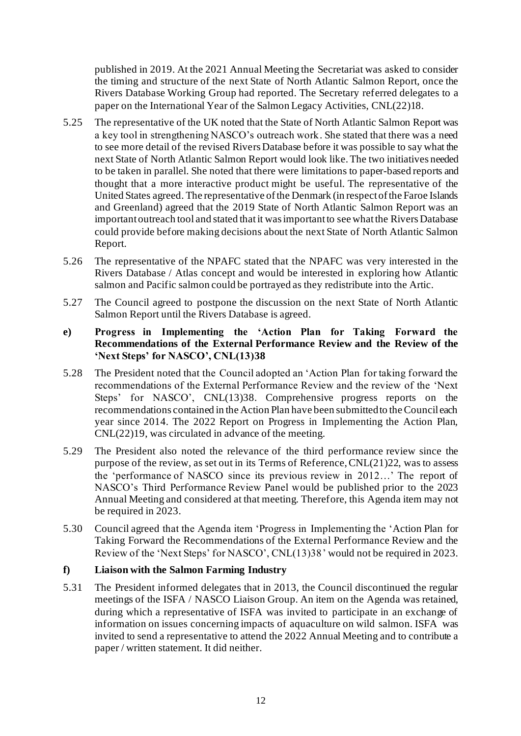published in 2019. At the 2021 Annual Meeting the Secretariat was asked to consider the timing and structure of the next State of North Atlantic Salmon Report, once the Rivers Database Working Group had reported. The Secretary referred delegates to a paper on the International Year of the Salmon Legacy Activities, CNL(22)18.

5.25 The representative of the UK noted that the State of North Atlantic Salmon Report was a key tool in strengthening NASCO's outreach work. She stated that there was a need to see more detail of the revised Rivers Database before it was possible to say what the next State of North Atlantic Salmon Report would look like. The two initiatives needed to be taken in parallel. She noted that there were limitations to paper-based reports and thought that a more interactive product might be useful. The representative of the United States agreed. The representative of the Denmark (in respect of the Faroe Islands and Greenland) agreed that the 2019 State of North Atlantic Salmon Report was an important outreach tool and stated that it was important to see what the Rivers Database could provide before making decisions about the next State of North Atlantic Salmon Report.

5.26 The representative of the NPAFC stated that the NPAFC was very interested in the Rivers Database / Atlas concept and would be interested in exploring how Atlantic salmon and Pacific salmon could be portrayed as they redistribute into the Artic.

5.27 The Council agreed to postpone the discussion on the next State of North Atlantic Salmon Report until the Rivers Database is agreed.

**e) Progress in Implementing the 'Action Plan for Taking Forward the Recommendations of the External Performance Review and the Review of the 'Next Steps' for NASCO', CNL(13)38**

5.28 The President noted that the Council adopted an 'Action Plan for taking forward the recommendations of the External Performance Review and the review of the 'Next Steps' for NASCO', CNL(13)38. Comprehensive progress reports on the recommendations contained in the Action Plan have been submitted to the Council each year since 2014. The 2022 Report on Progress in Implementing the Action Plan, CNL(22)19, was circulated in advance of the meeting.

5.29 The President also noted the relevance of the third performance review since the purpose of the review, as set out in its Terms of Reference, CNL(21)22, was to assess the 'performance of NASCO since its previous review in 2012…' The report of NASCO's Third Performance Review Panel would be published prior to the 2023 Annual Meeting and considered at that meeting. Therefore, this Agenda item may not be required in 2023.

5.30 Council agreed that the Agenda item 'Progress in Implementing the 'Action Plan for Taking Forward the Recommendations of the External Performance Review and the Review of the 'Next Steps' for NASCO', CNL(13)38' would not be required in 2023.

**f) Liaison with the Salmon Farming Industry**

5.31 The President informed delegates that in 2013, the Council discontinued the regular meetings of the ISFA / NASCO Liaison Group. An item on the Agenda was retained, during which a representative of ISFA was invited to participate in an exchange of information on issues concerning impacts of aquaculture on wild salmon. ISFA was invited to send a representative to attend the 2022 Annual Meeting and to contribute a paper / written statement. It did neither.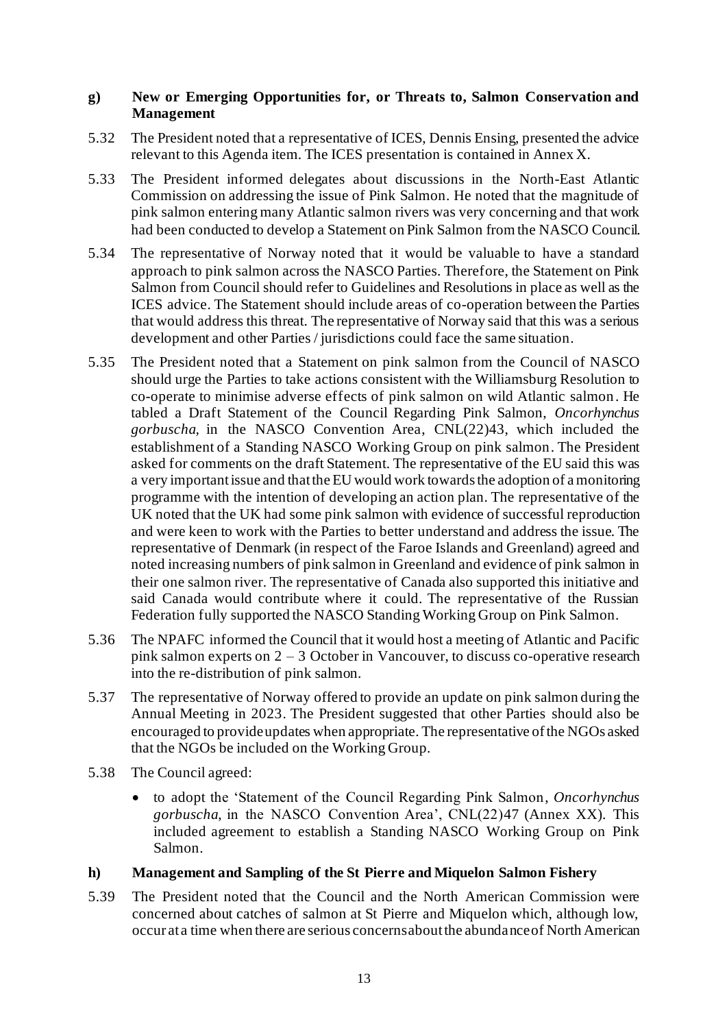### g) New or Emerging Opportunities for, or Threats to, Salmon Conservation and Management

5.32 The President noted that a representative of ICES, Dennis Ensing, presented the advice relevant to this Agenda item. The ICES presentation is contained in Annex X.

5.33 The President informed delegates about discussions in the North-East Atlantic Commission on addressing the issue of Pink Salmon. He noted that the magnitude of pink salmon entering many Atlantic salmon rivers was very concerning and that work had been conducted to develop a Statement on Pink Salmon from the NASCO Council.

5.34 The representative of Norway noted that it would be valuable to have a standard approach to pink salmon across the NASCO Parties. Therefore, the Statement on Pink Salmon from Council should refer to Guidelines and Resolutions in place as well as the ICES advice. The Statement should include areas of co-operation between the Parties that would address this threat. The representative of Norway said that this was a serious development and other Parties / jurisdictions could face the same situation.

5.35 The President noted that a Statement on pink salmon from the Council of NASCO should urge the Parties to take actions consistent with the Williamsburg Resolution to co-operate to minimise adverse effects of pink salmon on wild Atlantic salmon. He tabled a Draft Statement of the Council Regarding Pink Salmon, *Oncorhynchus gorbuscha*, in the NASCO Convention Area, CNL(22)43, which included the establishment of a Standing NASCO Working Group on pink salmon. The President asked for comments on the draft Statement. The representative of the EU said this was a very important issue and that the EU would work towards the adoption of a monitoring programme with the intention of developing an action plan. The representative of the UK noted that the UK had some pink salmon with evidence of successful reproduction and were keen to work with the Parties to better understand and address the issue. The representative of Denmark (in respect of the Faroe Islands and Greenland) agreed and noted increasing numbers of pink salmon in Greenland and evidence of pink salmon in their one salmon river. The representative of Canada also supported this initiative and said Canada would contribute where it could. The representative of the Russian Federation fully supported the NASCO Standing Working Group on Pink Salmon.

5.36 The NPAFC informed the Council that it would host a meeting of Atlantic and Pacific pink salmon experts on 2 – 3 October in Vancouver, to discuss co-operative research into the re-distribution of pink salmon.

5.37 The representative of Norway offered to provide an update on pink salmon during the Annual Meeting in 2023. The President suggested that other Parties should also be encouraged to provide updates when appropriate. The representative of the NGOs asked that the NGOs be included on the Working Group.

5.38 The Council agreed:

- to adopt the 'Statement of the Council Regarding Pink Salmon, *Oncorhynchus gorbuscha*, in the NASCO Convention Area', CNL(22)47 (Annex XX). This included agreement to establish a Standing NASCO Working Group on Pink Salmon.

### h) Management and Sampling of the St Pierre and Miquelon Salmon Fishery

5.39 The President noted that the Council and the North American Commission were concerned about catches of salmon at St Pierre and Miquelon which, although low, occur at a time when there are serious concerns about the abundance of North American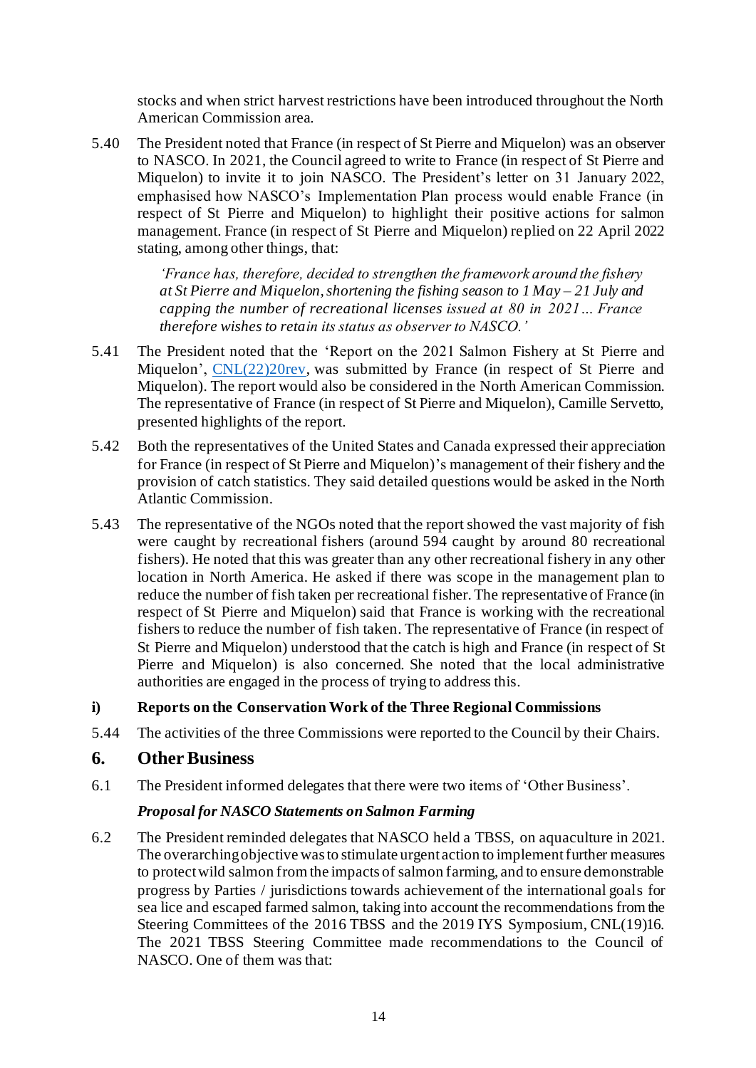stocks and when strict harvest restrictions have been introduced throughout the North American Commission area.

5.40 The President noted that France (in respect of St Pierre and Miquelon) was an observer to NASCO. In 2021, the Council agreed to write to France (in respect of St Pierre and Miquelon) to invite it to join NASCO. The President's letter on 31 January 2022, emphasised how NASCO's Implementation Plan process would enable France (in respect of St Pierre and Miquelon) to highlight their positive actions for salmon management. France (in respect of St Pierre and Miquelon) replied on 22 April 2022 stating, among other things, that:

> *'France has, therefore, decided to strengthen the framework around the fishery at St Pierre and Miquelon, shortening the fishing season to 1 May – 21 July and capping the number of recreational licenses issued at 80 in 2021 ... France therefore wishes to retain its status as observer to NASCO.'*

5.41 The President noted that the 'Report on the 2021 Salmon Fishery at St Pierre and Miquelon', [CNL(22)20rev](), was submitted by France (in respect of St Pierre and Miquelon). The report would also be considered in the North American Commission. The representative of France (in respect of St Pierre and Miquelon), Camille Servetto, presented highlights of the report.

5.42 Both the representatives of the United States and Canada expressed their appreciation for France (in respect of St Pierre and Miquelon)'s management of their fishery and the provision of catch statistics. They said detailed questions would be asked in the North Atlantic Commission.

5.43 The representative of the NGOs noted that the report showed the vast majority of fish were caught by recreational fishers (around 594 caught by around 80 recreational fishers). He noted that this was greater than any other recreational fishery in any other location in North America. He asked if there was scope in the management plan to reduce the number of fish taken per recreational fisher. The representative of France (in respect of St Pierre and Miquelon) said that France is working with the recreational fishers to reduce the number of fish taken. The representative of France (in respect of St Pierre and Miquelon) understood that the catch is high and France (in respect of St Pierre and Miquelon) is also concerned. She noted that the local administrative authorities are engaged in the process of trying to address this.

**i) Reports on the Conservation Work of the Three Regional Commissions**

5.44 The activities of the three Commissions were reported to the Council by their Chairs.

## 6. Other Business

6.1 The President informed delegates that there were two items of 'Other Business'.

***Proposal for NASCO Statements on Salmon Farming***

6.2 The President reminded delegates that NASCO held a TBSS, on aquaculture in 2021. The overarching objective was to stimulate urgent action to implement further measures to protect wild salmon from the impacts of salmon farming, and to ensure demonstrable progress by Parties / jurisdictions towards achievement of the international goals for sea lice and escaped farmed salmon, taking into account the recommendations from the Steering Committees of the 2016 TBSS and the 2019 IYS Symposium, CNL(19)16. The 2021 TBSS Steering Committee made recommendations to the Council of NASCO. One of them was that: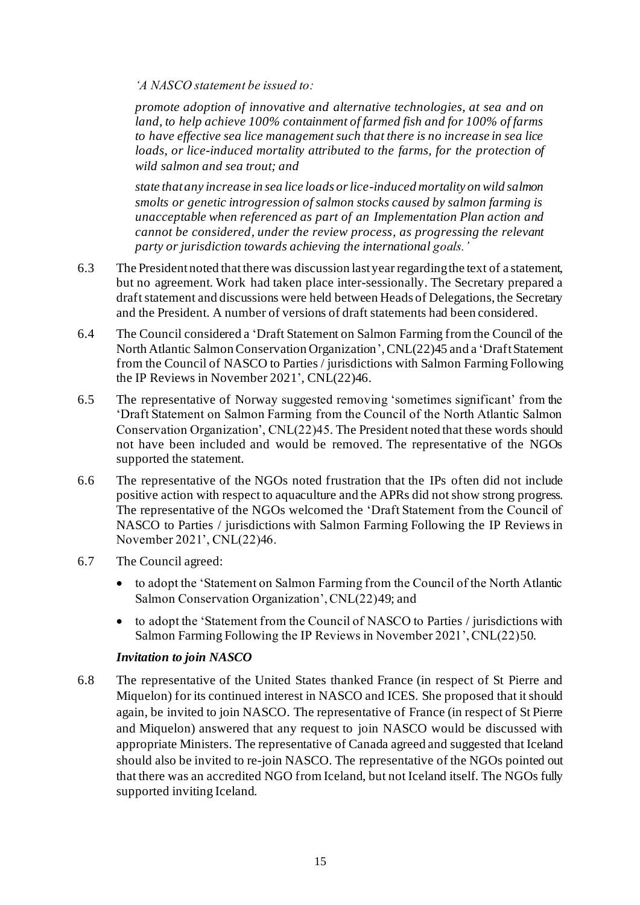*'A NASCO statement be issued to:*

*promote adoption of innovative and alternative technologies, at sea and on land, to help achieve 100% containment of farmed fish and for 100% of farms to have effective sea lice management such that there is no increase in sea lice loads, or lice-induced mortality attributed to the farms, for the protection of wild salmon and sea trout; and*

*state that any increase in sea lice loads or lice-induced mortality on wild salmon smolts or genetic introgression of salmon stocks caused by salmon farming is unacceptable when referenced as part of an Implementation Plan action and cannot be considered, under the review process, as progressing the relevant party or jurisdiction towards achieving the international goals.'*

6.3 The President noted that there was discussion last year regarding the text of a statement, but no agreement. Work had taken place inter-sessionally. The Secretary prepared a draft statement and discussions were held between Heads of Delegations, the Secretary and the President. A number of versions of draft statements had been considered.

6.4 The Council considered a 'Draft Statement on Salmon Farming from the Council of the North Atlantic Salmon Conservation Organization', CNL(22)45 and a 'Draft Statement from the Council of NASCO to Parties / jurisdictions with Salmon Farming Following the IP Reviews in November 2021', CNL(22)46.

6.5 The representative of Norway suggested removing 'sometimes significant' from the 'Draft Statement on Salmon Farming from the Council of the North Atlantic Salmon Conservation Organization', CNL(22)45. The President noted that these words should not have been included and would be removed. The representative of the NGOs supported the statement.

6.6 The representative of the NGOs noted frustration that the IPs often did not include positive action with respect to aquaculture and the APRs did not show strong progress. The representative of the NGOs welcomed the 'Draft Statement from the Council of NASCO to Parties / jurisdictions with Salmon Farming Following the IP Reviews in November 2021', CNL(22)46.

6.7 The Council agreed:

- to adopt the 'Statement on Salmon Farming from the Council of the North Atlantic Salmon Conservation Organization', CNL(22)49; and
- to adopt the 'Statement from the Council of NASCO to Parties / jurisdictions with Salmon Farming Following the IP Reviews in November 2021', CNL(22)50.

### *Invitation to join NASCO*

6.8 The representative of the United States thanked France (in respect of St Pierre and Miquelon) for its continued interest in NASCO and ICES. She proposed that it should again, be invited to join NASCO. The representative of France (in respect of St Pierre and Miquelon) answered that any request to join NASCO would be discussed with appropriate Ministers. The representative of Canada agreed and suggested that Iceland should also be invited to re-join NASCO. The representative of the NGOs pointed out that there was an accredited NGO from Iceland, but not Iceland itself. The NGOs fully supported inviting Iceland.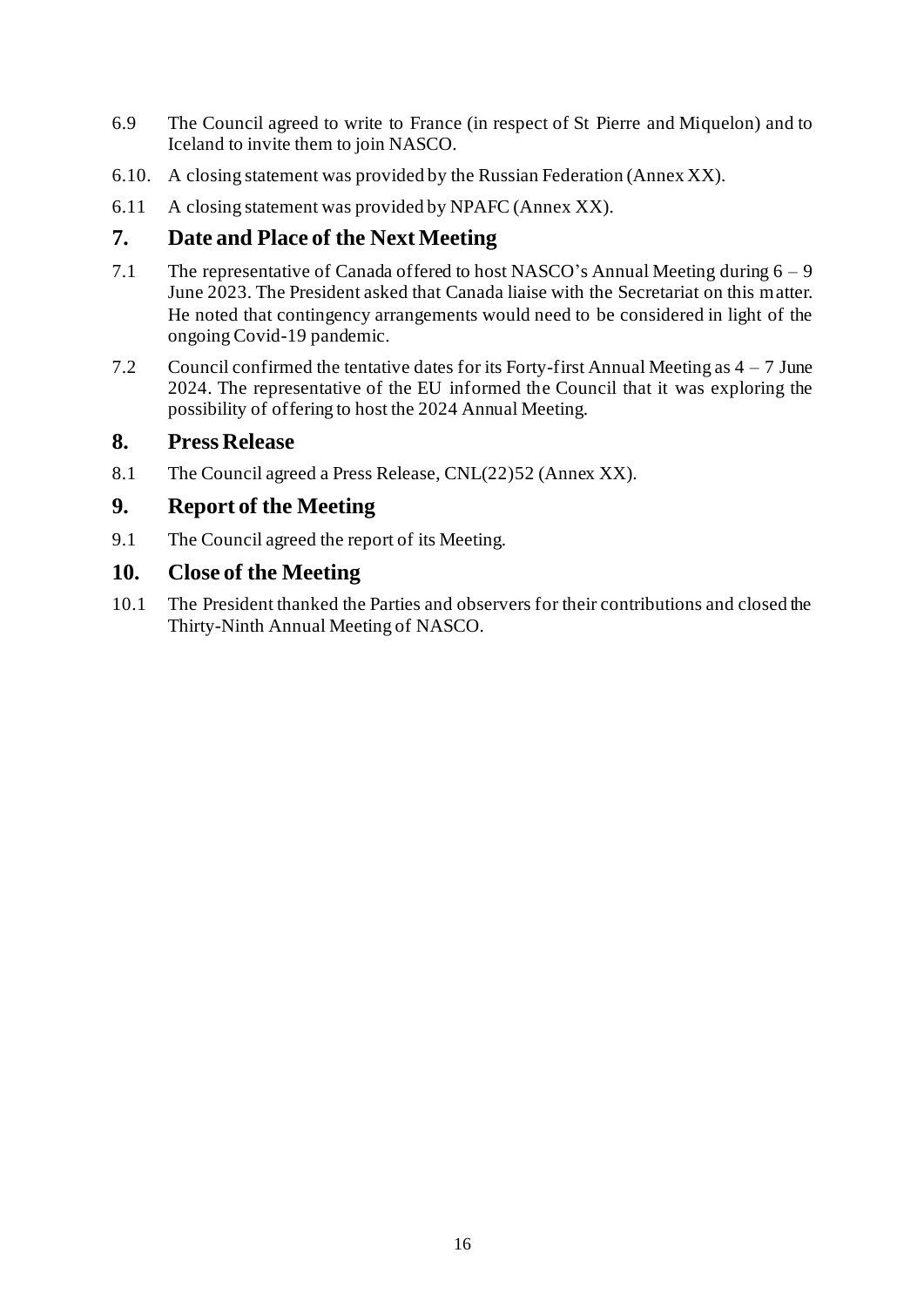6.9 The Council agreed to write to France (in respect of St Pierre and Miquelon) and to Iceland to invite them to join NASCO.

6.10. A closing statement was provided by the Russian Federation (Annex XX).

6.11 A closing statement was provided by NPAFC (Annex XX).

## 7. Date and Place of the Next Meeting

7.1 The representative of Canada offered to host NASCO's Annual Meeting during 6 – 9 June 2023. The President asked that Canada liaise with the Secretariat on this matter. He noted that contingency arrangements would need to be considered in light of the ongoing Covid-19 pandemic.

7.2 Council confirmed the tentative dates for its Forty-first Annual Meeting as 4 – 7 June 2024. The representative of the EU informed the Council that it was exploring the possibility of offering to host the 2024 Annual Meeting.

## 8. Press Release

8.1 The Council agreed a Press Release, CNL(22)52 (Annex XX).

## 9. Report of the Meeting

9.1 The Council agreed the report of its Meeting.

## 10. Close of the Meeting

10.1 The President thanked the Parties and observers for their contributions and closed the Thirty-Ninth Annual Meeting of NASCO.